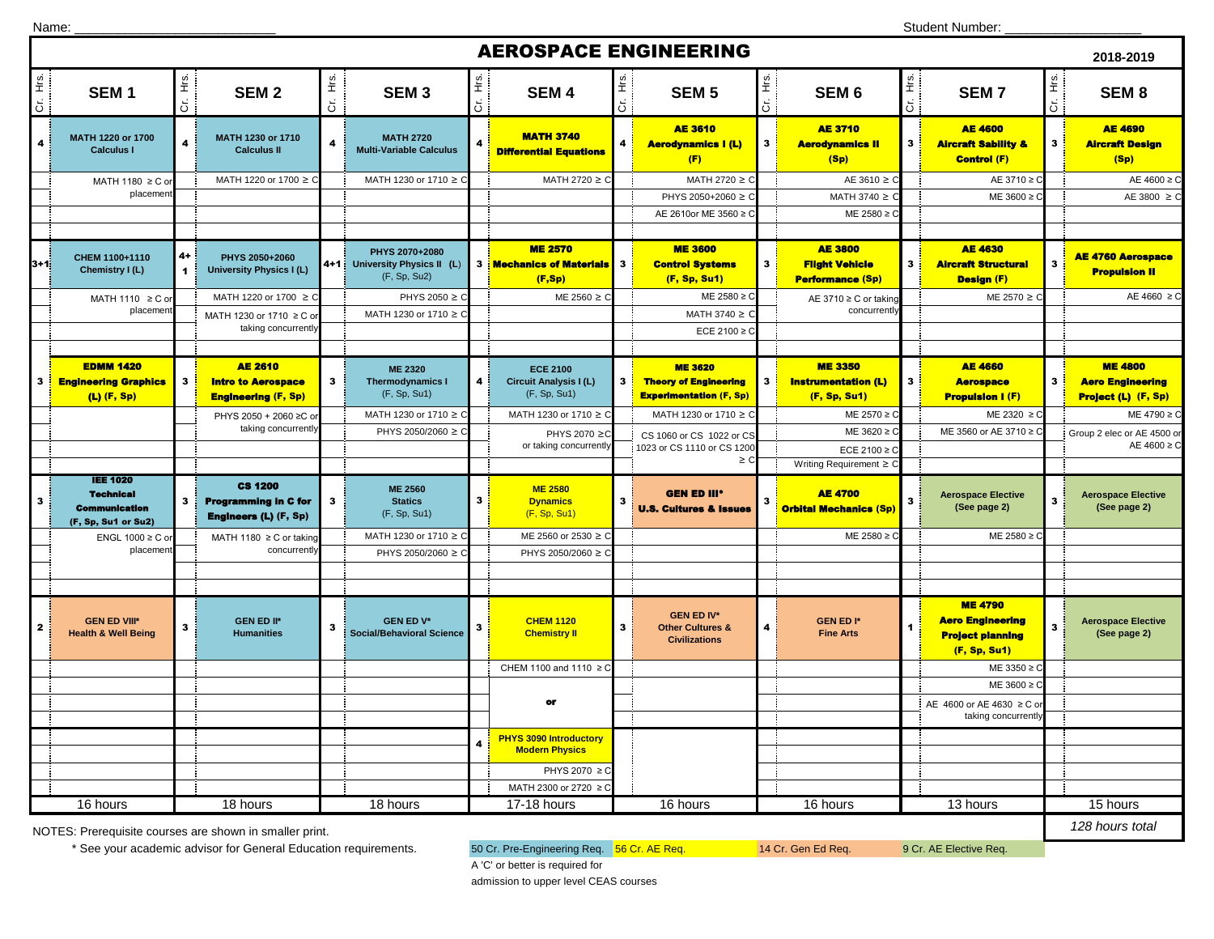Name: ___________________________ Student Number: ___________________

# AEROSPACE ENGINEERING

**2018-2019**

| Cr. Hrs. | SEM 1 | Cr. Hrs. | SEM 2 | Cr. Hrs. | SEM 3 | Cr. Hrs. | SEM 4 | Cr. Hrs. | SEM 5 | Cr. Hrs. | SEM 6 | Cr. Hrs. | SEM 7 | Cr. Hrs. | SEM 8 |
|---|---|---|---|---|---|---|---|---|---|---|---|---|---|---|---|
| 4 | **MATH 1220 or 1700 Calculus I** | 4 | **MATH 1230 or 1710 Calculus II** | 4 | **MATH 2720 Multi-Variable Calculus** | 4 | **MATH 3740 Differential Equations** | 4 | **AE 3610 Aerodynamics I (L) (F)** | 3 | **AE 3710 Aerodynamics II (Sp)** | 3 | **AE 4600 Aircraft Stability & Control (F)** | 3 | **AE 4690 Aircraft Design (Sp)** |
| | MATH 1180 ≥ C or placement | | MATH 1220 or 1700 ≥ C | | MATH 1230 or 1710 ≥ C | | MATH 2720 ≥ C | | MATH 2720 ≥ C; PHYS 2050+2060 ≥ C; AE 2610or ME 3560 ≥ C | | AE 3610 ≥ C; MATH 3740 ≥ C; ME 2580 ≥ C | | AE 3710 ≥ C; ME 3600 ≥ C | | AE 4600 ≥ C; AE 3800 ≥ C |
| 3+1 | **CHEM 1100+1110 Chemistry I (L)** | 4+1 | **PHYS 2050+2060 University Physics I (L)** | 4+1 | **PHYS 2070+2080 University Physics II (L)** (F, Sp, Su2) | 3 | **ME 2570 Mechanics of Materials (F,Sp)** | 3 | **ME 3600 Control Systems (F, Sp, Su1)** | 3 | **AE 3800 Flight Vehicle Performance (Sp)** | 3 | **AE 4630 Aircraft Structural Design (F)** | 3 | **AE 4760 Aerospace Propulsion II** |
| | MATH 1110 ≥ C or placement | | MATH 1220 or 1700 ≥ C; MATH 1230 or 1710 ≥ C or taking concurrently | | PHYS 2050 ≥ C; MATH 1230 or 1710 ≥ C | | ME 2560 ≥ C | | ME 2580 ≥ C; MATH 3740 ≥ C; ECE 2100 ≥ C | | AE 3710 ≥ C or taking concurrently | | ME 2570 ≥ C | | AE 4660 ≥ C |
| 3 | **EDMM 1420 Engineering Graphics (L) (F, Sp)** | 3 | **AE 2610 Intro to Aerospace Engineering (F, Sp)** | 3 | **ME 2320 Thermodynamics I** (F, Sp, Su1) | 4 | **ECE 2100 Circuit Analysis I (L)** (F, Sp, Su1) | 3 | **ME 3620 Theory of Engineering Experimentation (F, Sp)** | 3 | **ME 3350 Instrumentation (L) (F, Sp, Su1)** | 3 | **AE 4660 Aerospace Propulsion I (F)** | 3 | **ME 4800 Aero Engineering Project (L) (F, Sp)** |
| | | | PHYS 2050 + 2060 ≥C or taking concurrently | | MATH 1230 or 1710 ≥ C; PHYS 2050/2060 ≥ C | | MATH 1230 or 1710 ≥ C; PHYS 2070 ≥C or taking concurrently | | MATH 1230 or 1710 ≥ C; CS 1060 or CS 1022 or CS 1023 or CS 1110 or CS 1200 ≥ C | | ME 2570 ≥ C; ME 3620 ≥ C; ECE 2100 ≥ C; Writing Requirement ≥ C | | ME 2320 ≥ C; ME 3560 or AE 3710 ≥ C | | ME 4790 ≥ C; Group 2 elec or AE 4500 or AE 4600 ≥ C |
| 3 | **IEE 1020 Technical Communication (F, Sp, Su1 or Su2)** | 3 | **CS 1200 Programming in C for Engineers (L) (F, Sp)** | 3 | **ME 2560 Statics** (F, Sp, Su1) | 3 | **ME 2580 Dynamics** (F, Sp, Su1) | 3 | **GEN ED III* U.S. Cultures & Issues** | 3 | **AE 4700 Orbital Mechanics (Sp)** | 3 | **Aerospace Elective (See page 2)** | 3 | **Aerospace Elective (See page 2)** |
| | ENGL 1000 ≥ C or placement | | MATH 1180 ≥ C or taking concurrently | | MATH 1230 or 1710 ≥ C; PHYS 2050/2060 ≥ C | | ME 2560 or 2530 ≥ C; PHYS 2050/2060 ≥ C | | | | ME 2580 ≥ C | | ME 2580 ≥ C | | |
| 2 | **GEN ED VIII* Health & Well Being** | 3 | **GEN ED II* Humanities** | 3 | **GEN ED V* Social/Behavioral Science** | 3 | **CHEM 1120 Chemistry II** | 3 | **GEN ED IV* Other Cultures & Civilizations** | 4 | **GEN ED I* Fine Arts** | 1 | **ME 4790 Aero Engineering Project planning (F, Sp, Su1)** | 3 | **Aerospace Elective (See page 2)** |
| | | | | | | | CHEM 1100 and 1110 ≥ C | | | | | | ME 3350 ≥ C; ME 3600 ≥ C; AE 4600 or AE 4630 ≥ C or taking concurrently | | |
| | | | | | | | or | | | | | | | | |
| | | | | | | 4 | **PHYS 3090 Introductory Modern Physics** | | | | | | | | |
| | | | | | | | PHYS 2070 ≥ C; MATH 2300 or 2720 ≥ C | | | | | | | | |
| | 16 hours | | 18 hours | | 18 hours | | 17-18 hours | | 16 hours | | 16 hours | | 13 hours | | 15 hours |

*128 hours total*

NOTES: Prerequisite courses are shown in smaller print.

\* See your academic advisor for General Education requirements.

- 50 Cr. Pre-Engineering Req.
- 56 Cr. AE Req.
- 14 Cr. Gen Ed Req.
- 9 Cr. AE Elective Req.

A 'C' or better is required for admission to upper level CEAS courses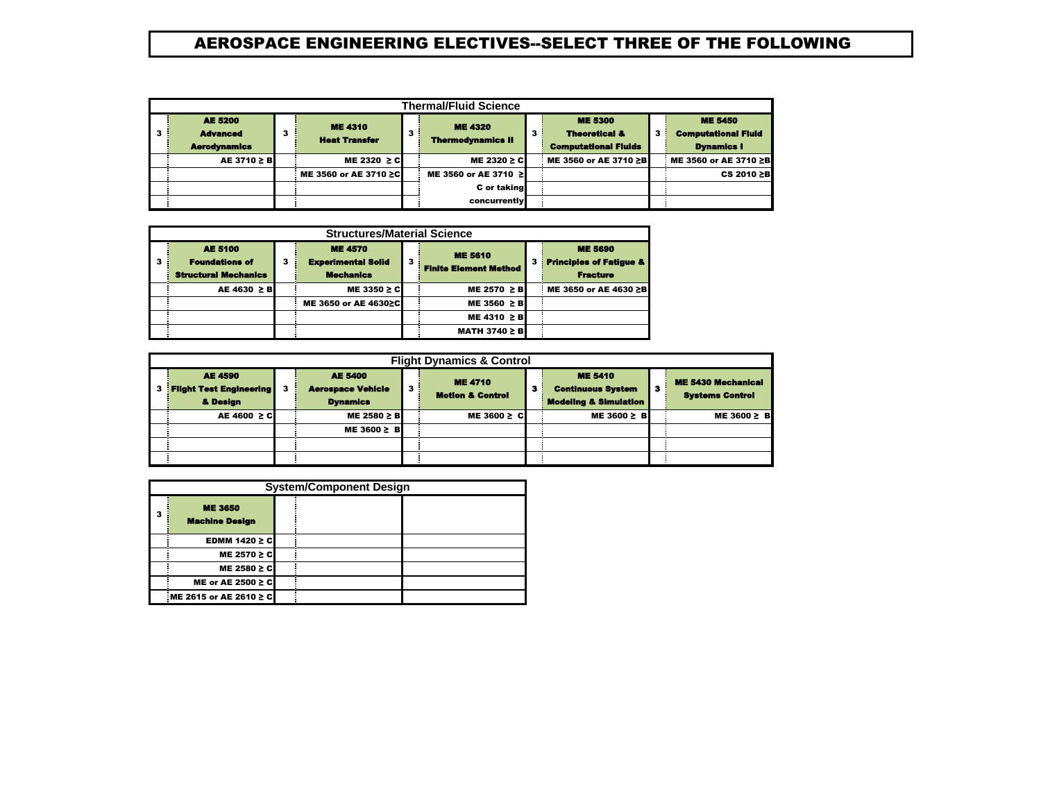# AEROSPACE ENGINEERING ELECTIVES--SELECT THREE OF THE FOLLOWING

**Thermal/Fluid Science**

| | | | | | | | | | |
|---|---|---|---|---|---|---|---|---|---|
| 3 | **AE 5200 Advanced Aerodynamics** | 3 | **ME 4310 Heat Transfer** | 3 | **ME 4320 Thermodynamics II** | 3 | **ME 5300 Theoretical & Computational Fluids** | 3 | **ME 5450 Computational Fluid Dynamics I** |
| | AE 3710 ≥ B | | ME 2320 ≥ C | | ME 2320 ≥ C | | ME 3560 or AE 3710 ≥B | | ME 3560 or AE 3710 ≥B |
| | | | ME 3560 or AE 3710 ≥C | | ME 3560 or AE 3710 ≥ C or taking concurrently | | | | CS 2010 ≥B |

**Structures/Material Science**

| | | | | | | | |
|---|---|---|---|---|---|---|---|
| 3 | **AE 5100 Foundations of Structural Mechanics** | 3 | **ME 4570 Experimental Solid Mechanics** | 3 | **ME 5610 Finite Element Method** | 3 | **ME 5690 Principles of Fatigue & Fracture** |
| | AE 4630 ≥ B | | ME 3350 ≥ C | | ME 2570 ≥ B | | ME 3650 or AE 4630 ≥B |
| | | | ME 3650 or AE 4630≥C | | ME 3560 ≥ B | | |
| | | | | | ME 4310 ≥ B | | |
| | | | | | MATH 3740 ≥ B | | |

**Flight Dynamics & Control**

| | | | | | | | | | |
|---|---|---|---|---|---|---|---|---|---|
| 3 | **AE 4590 Flight Test Engineering & Design** | 3 | **AE 5400 Aerospace Vehicle Dynamics** | 3 | **ME 4710 Motion & Control** | 3 | **ME 5410 Continuous System Modeling & Simulation** | 3 | **ME 5430 Mechanical Systems Control** |
| | AE 4600 ≥ C | | ME 2580 ≥ B | | ME 3600 ≥ C | | ME 3600 ≥ B | | ME 3600 ≥ B |
| | | | ME 3600 ≥ B | | | | | | |

**System/Component Design**

| | |
|---|---|
| 3 | **ME 3650 Machine Design** |
| | EDMM 1420 ≥ C |
| | ME 2570 ≥ C |
| | ME 2580 ≥ C |
| | ME or AE 2500 ≥ C |
| | ME 2615 or AE 2610 ≥ C |